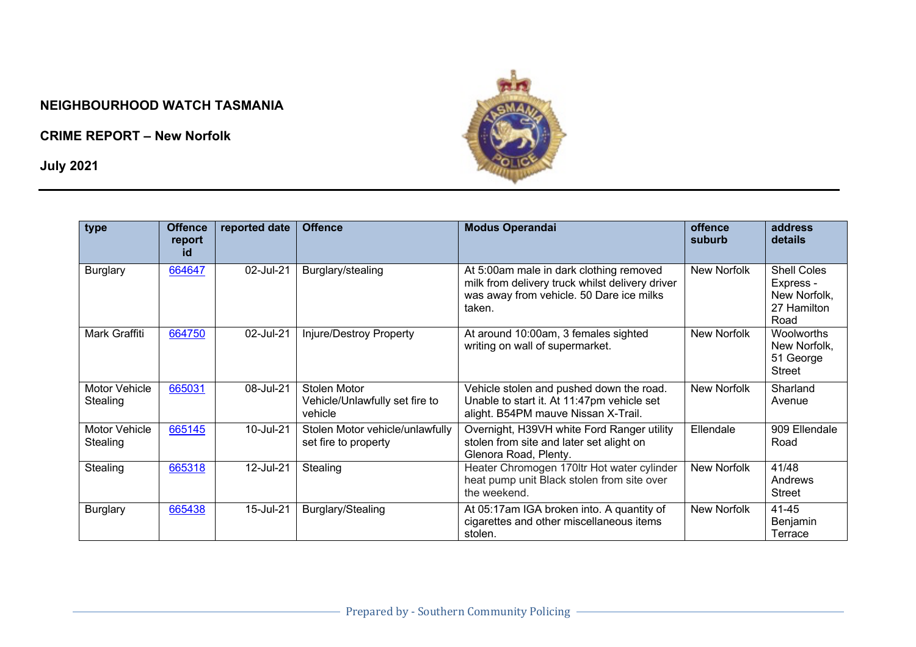**NEIGHBOURHOOD WATCH TASMANIA**

**CRIME REPORT – New Norfolk**

**July 2021**

| type | Offence report id | reported date | Offence | Modus Operandai | offence suburb | address details |
|---|---|---|---|---|---|---|
| Burglary | 664647 | 02-Jul-21 | Burglary/stealing | At 5:00am male in dark clothing removed milk from delivery truck whilst delivery driver was away from vehicle. 50 Dare ice milks taken. | New Norfolk | Shell Coles Express - New Norfolk, 27 Hamilton Road |
| Mark Graffiti | 664750 | 02-Jul-21 | Injure/Destroy Property | At around 10:00am, 3 females sighted writing on wall of supermarket. | New Norfolk | Woolworths New Norfolk, 51 George Street |
| Motor Vehicle Stealing | 665031 | 08-Jul-21 | Stolen Motor Vehicle/Unlawfully set fire to vehicle | Vehicle stolen and pushed down the road. Unable to start it. At 11:47pm vehicle set alight. B54PM mauve Nissan X-Trail. | New Norfolk | Sharland Avenue |
| Motor Vehicle Stealing | 665145 | 10-Jul-21 | Stolen Motor vehicle/unlawfully set fire to property | Overnight, H39VH white Ford Ranger utility stolen from site and later set alight on Glenora Road, Plenty. | Ellendale | 909 Ellendale Road |
| Stealing | 665318 | 12-Jul-21 | Stealing | Heater Chromogen 170ltr Hot water cylinder heat pump unit Black stolen from site over the weekend. | New Norfolk | 41/48 Andrews Street |
| Burglary | 665438 | 15-Jul-21 | Burglary/Stealing | At 05:17am IGA broken into. A quantity of cigarettes and other miscellaneous items stolen. | New Norfolk | 41-45 Benjamin Terrace |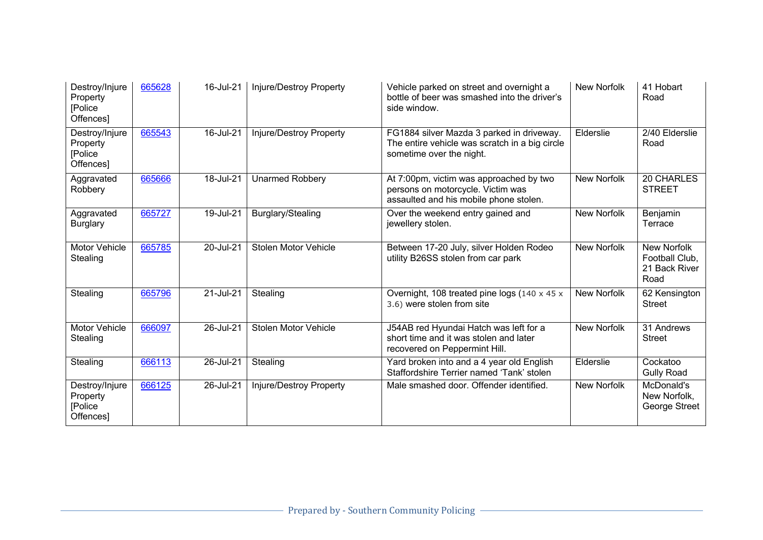| Destroy/Injure Property [Police Offences] | 665628 | 16-Jul-21 | Injure/Destroy Property | Vehicle parked on street and overnight a bottle of beer was smashed into the driver's side window. | New Norfolk | 41 Hobart Road |
|---|---|---|---|---|---|---|
| Destroy/Injure Property [Police Offences] | 665543 | 16-Jul-21 | Injure/Destroy Property | FG1884 silver Mazda 3 parked in driveway. The entire vehicle was scratch in a big circle sometime over the night. | Elderslie | 2/40 Elderslie Road |
| Aggravated Robbery | 665666 | 18-Jul-21 | Unarmed Robbery | At 7:00pm, victim was approached by two persons on motorcycle. Victim was assaulted and his mobile phone stolen. | New Norfolk | 20 CHARLES STREET |
| Aggravated Burglary | 665727 | 19-Jul-21 | Burglary/Stealing | Over the weekend entry gained and jewellery stolen. | New Norfolk | Benjamin Terrace |
| Motor Vehicle Stealing | 665785 | 20-Jul-21 | Stolen Motor Vehicle | Between 17-20 July, silver Holden Rodeo utility B26SS stolen from car park | New Norfolk | New Norfolk Football Club, 21 Back River Road |
| Stealing | 665796 | 21-Jul-21 | Stealing | Overnight, 108 treated pine logs (140 x 45 x 3.6) were stolen from site | New Norfolk | 62 Kensington Street |
| Motor Vehicle Stealing | 666097 | 26-Jul-21 | Stolen Motor Vehicle | J54AB red Hyundai Hatch was left for a short time and it was stolen and later recovered on Peppermint Hill. | New Norfolk | 31 Andrews Street |
| Stealing | 666113 | 26-Jul-21 | Stealing | Yard broken into and a 4 year old English Staffordshire Terrier named 'Tank' stolen | Elderslie | Cockatoo Gully Road |
| Destroy/Injure Property [Police Offences] | 666125 | 26-Jul-21 | Injure/Destroy Property | Male smashed door. Offender identified. | New Norfolk | McDonald's New Norfolk, George Street |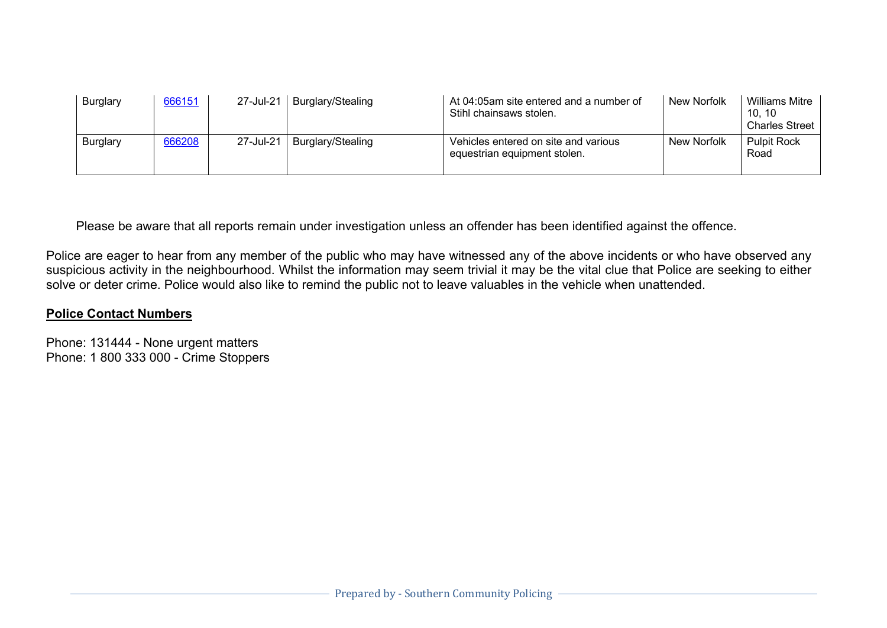| | | | | | | |
|---|---|---|---|---|---|---|
| Burglary | [666151]() | 27-Jul-21 | Burglary/Stealing | At 04:05am site entered and a number of Stihl chainsaws stolen. | New Norfolk | Williams Mitre 10, 10 Charles Street |
| Burglary | [666208]() | 27-Jul-21 | Burglary/Stealing | Vehicles entered on site and various equestrian equipment stolen. | New Norfolk | Pulpit Rock Road |

Please be aware that all reports remain under investigation unless an offender has been identified against the offence.

Police are eager to hear from any member of the public who may have witnessed any of the above incidents or who have observed any suspicious activity in the neighbourhood. Whilst the information may seem trivial it may be the vital clue that Police are seeking to either solve or deter crime. Police would also like to remind the public not to leave valuables in the vehicle when unattended.

**Police Contact Numbers**

Phone: 131444 - None urgent matters
Phone: 1 800 333 000 - Crime Stoppers